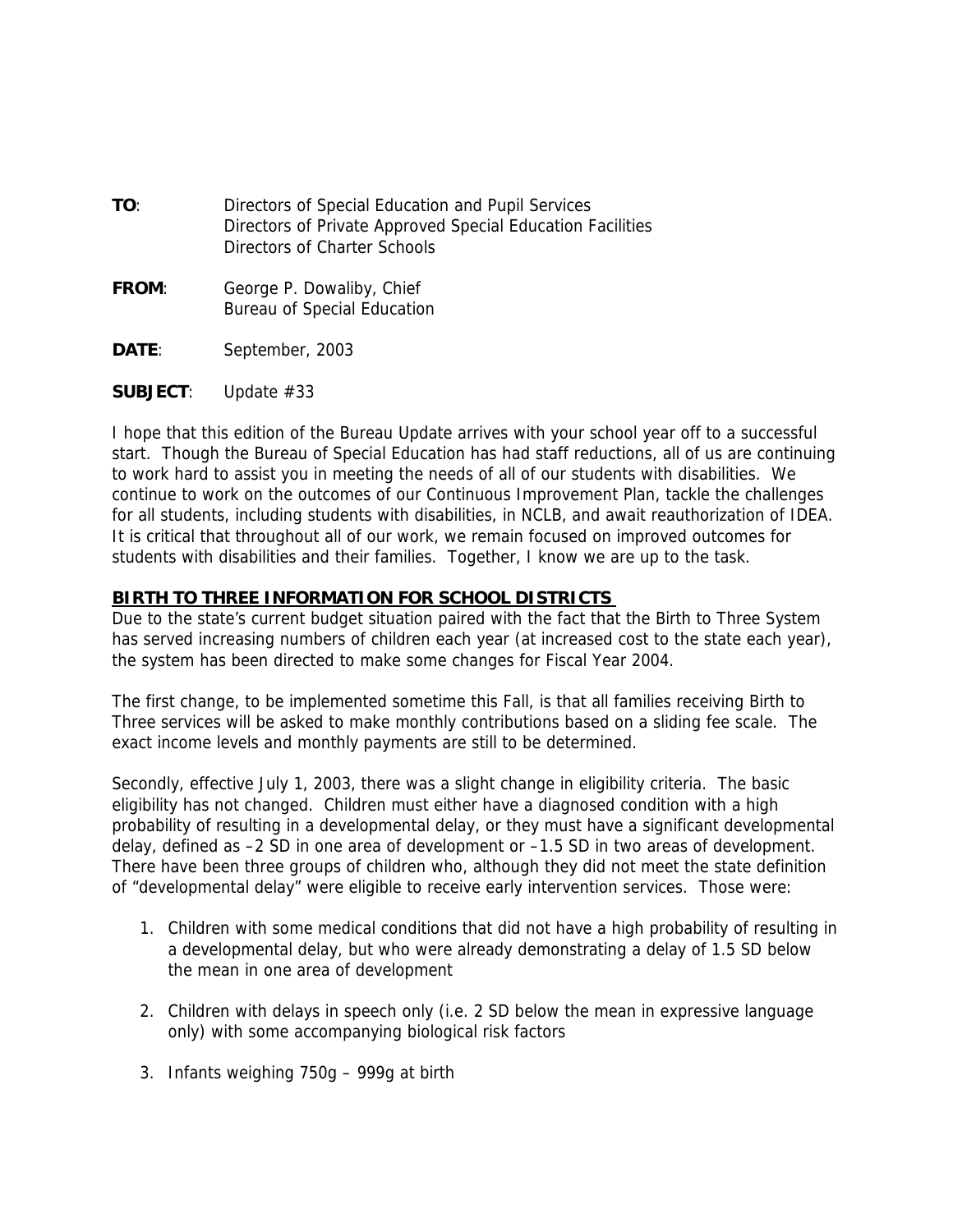**TO**: Directors of Special Education and Pupil Services
Directors of Private Approved Special Education Facilities
Directors of Charter Schools

**FROM**: George P. Dowaliby, Chief
Bureau of Special Education

**DATE**: September, 2003

**SUBJECT**: Update #33

I hope that this edition of the Bureau Update arrives with your school year off to a successful start. Though the Bureau of Special Education has had staff reductions, all of us are continuing to work hard to assist you in meeting the needs of all of our students with disabilities. We continue to work on the outcomes of our Continuous Improvement Plan, tackle the challenges for all students, including students with disabilities, in NCLB, and await reauthorization of IDEA. It is critical that throughout all of our work, we remain focused on improved outcomes for students with disabilities and their families. Together, I know we are up to the task.

## BIRTH TO THREE INFORMATION FOR SCHOOL DISTRICTS

Due to the state's current budget situation paired with the fact that the Birth to Three System has served increasing numbers of children each year (at increased cost to the state each year), the system has been directed to make some changes for Fiscal Year 2004.

The first change, to be implemented sometime this Fall, is that all families receiving Birth to Three services will be asked to make monthly contributions based on a sliding fee scale. The exact income levels and monthly payments are still to be determined.

Secondly, effective July 1, 2003, there was a slight change in eligibility criteria. The basic eligibility has not changed. Children must either have a diagnosed condition with a high probability of resulting in a developmental delay, or they must have a significant developmental delay, defined as –2 SD in one area of development or –1.5 SD in two areas of development. There have been three groups of children who, although they did not meet the state definition of "developmental delay" were eligible to receive early intervention services. Those were:

1. Children with some medical conditions that did not have a high probability of resulting in a developmental delay, but who were already demonstrating a delay of 1.5 SD below the mean in one area of development

2. Children with delays in speech only (i.e. 2 SD below the mean in expressive language only) with some accompanying biological risk factors

3. Infants weighing 750g – 999g at birth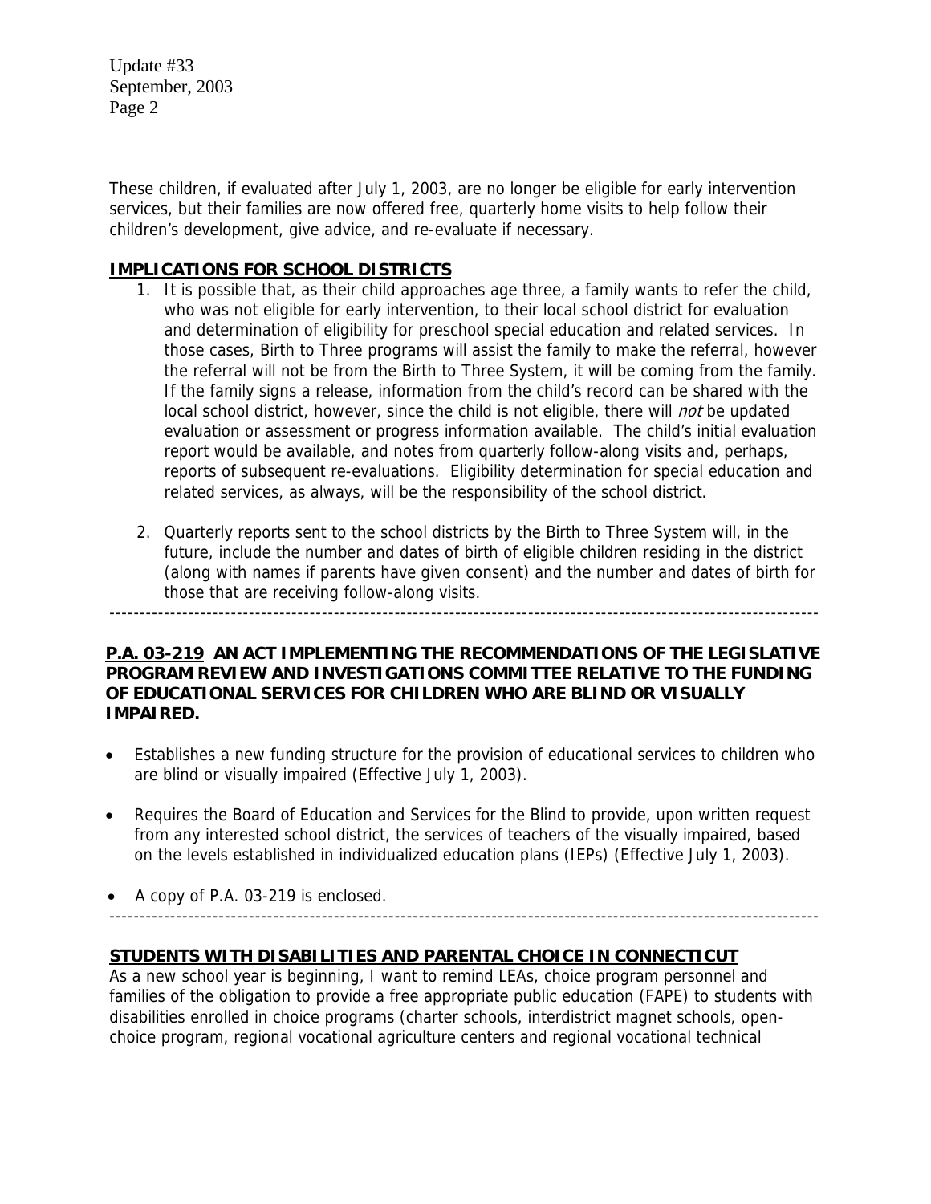These children, if evaluated after July 1, 2003, are no longer be eligible for early intervention services, but their families are now offered free, quarterly home visits to help follow their children's development, give advice, and re-evaluate if necessary.

## IMPLICATIONS FOR SCHOOL DISTRICTS

1. It is possible that, as their child approaches age three, a family wants to refer the child, who was not eligible for early intervention, to their local school district for evaluation and determination of eligibility for preschool special education and related services. In those cases, Birth to Three programs will assist the family to make the referral, however the referral will not be from the Birth to Three System, it will be coming from the family. If the family signs a release, information from the child's record can be shared with the local school district, however, since the child is not eligible, there will *not* be updated evaluation or assessment or progress information available. The child's initial evaluation report would be available, and notes from quarterly follow-along visits and, perhaps, reports of subsequent re-evaluations. Eligibility determination for special education and related services, as always, will be the responsibility of the school district.

2. Quarterly reports sent to the school districts by the Birth to Three System will, in the future, include the number and dates of birth of eligible children residing in the district (along with names if parents have given consent) and the number and dates of birth for those that are receiving follow-along visits.

---

## P.A. 03-219 AN ACT IMPLEMENTING THE RECOMMENDATIONS OF THE LEGISLATIVE PROGRAM REVIEW AND INVESTIGATIONS COMMITTEE RELATIVE TO THE FUNDING OF EDUCATIONAL SERVICES FOR CHILDREN WHO ARE BLIND OR VISUALLY IMPAIRED.

- Establishes a new funding structure for the provision of educational services to children who are blind or visually impaired (Effective July 1, 2003).
- Requires the Board of Education and Services for the Blind to provide, upon written request from any interested school district, the services of teachers of the visually impaired, based on the levels established in individualized education plans (IEPs) (Effective July 1, 2003).
- A copy of P.A. 03-219 is enclosed.

---

## STUDENTS WITH DISABILITIES AND PARENTAL CHOICE IN CONNECTICUT

As a new school year is beginning, I want to remind LEAs, choice program personnel and families of the obligation to provide a free appropriate public education (FAPE) to students with disabilities enrolled in choice programs (charter schools, interdistrict magnet schools, open-choice program, regional vocational agriculture centers and regional vocational technical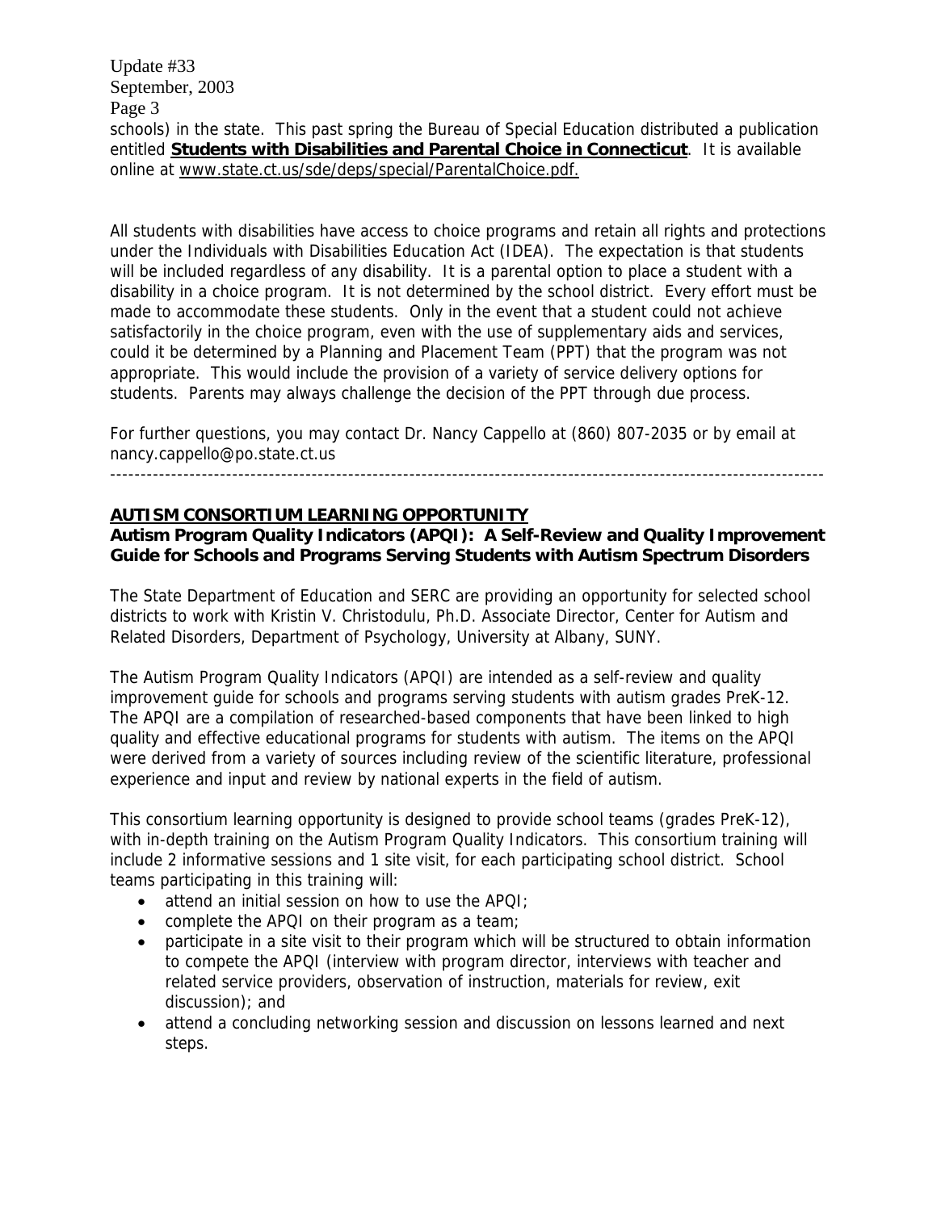schools) in the state. This past spring the Bureau of Special Education distributed a publication entitled **Students with Disabilities and Parental Choice in Connecticut**. It is available online at www.state.ct.us/sde/deps/special/ParentalChoice.pdf.

All students with disabilities have access to choice programs and retain all rights and protections under the Individuals with Disabilities Education Act (IDEA). The expectation is that students will be included regardless of any disability. It is a parental option to place a student with a disability in a choice program. It is not determined by the school district. Every effort must be made to accommodate these students. Only in the event that a student could not achieve satisfactorily in the choice program, even with the use of supplementary aids and services, could it be determined by a Planning and Placement Team (PPT) that the program was not appropriate. This would include the provision of a variety of service delivery options for students. Parents may always challenge the decision of the PPT through due process.

For further questions, you may contact Dr. Nancy Cappello at (860) 807-2035 or by email at nancy.cappello@po.state.ct.us

---

## AUTISM CONSORTIUM LEARNING OPPORTUNITY

### Autism Program Quality Indicators (APQI): A Self-Review and Quality Improvement Guide for Schools and Programs Serving Students with Autism Spectrum Disorders

The State Department of Education and SERC are providing an opportunity for selected school districts to work with Kristin V. Christodulu, Ph.D. Associate Director, Center for Autism and Related Disorders, Department of Psychology, University at Albany, SUNY.

The Autism Program Quality Indicators (APQI) are intended as a self-review and quality improvement guide for schools and programs serving students with autism grades PreK-12. The APQI are a compilation of researched-based components that have been linked to high quality and effective educational programs for students with autism. The items on the APQI were derived from a variety of sources including review of the scientific literature, professional experience and input and review by national experts in the field of autism.

This consortium learning opportunity is designed to provide school teams (grades PreK-12), with in-depth training on the Autism Program Quality Indicators. This consortium training will include 2 informative sessions and 1 site visit, for each participating school district. School teams participating in this training will:

- attend an initial session on how to use the APQI;
- complete the APQI on their program as a team;
- participate in a site visit to their program which will be structured to obtain information to compete the APQI (interview with program director, interviews with teacher and related service providers, observation of instruction, materials for review, exit discussion); and
- attend a concluding networking session and discussion on lessons learned and next steps.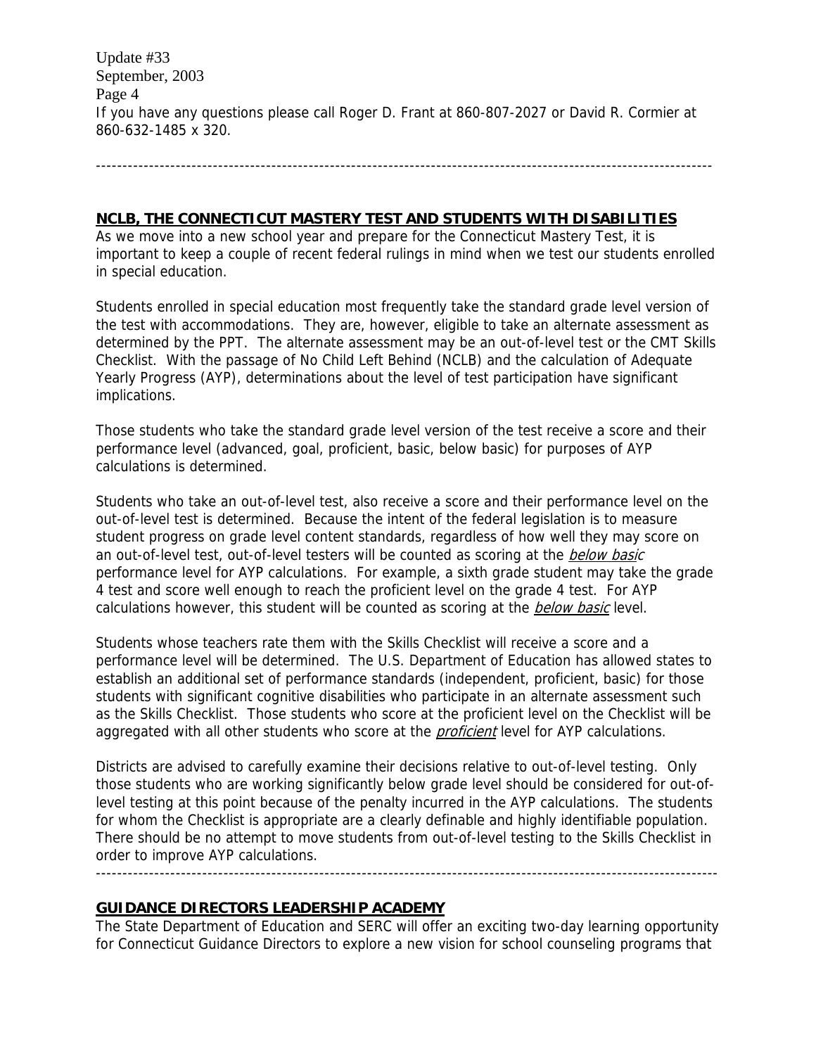If you have any questions please call Roger D. Frant at 860-807-2027 or David R. Cormier at 860-632-1485 x 320.

---

## NCLB, THE CONNECTICUT MASTERY TEST AND STUDENTS WITH DISABILITIES

As we move into a new school year and prepare for the Connecticut Mastery Test, it is important to keep a couple of recent federal rulings in mind when we test our students enrolled in special education.

Students enrolled in special education most frequently take the standard grade level version of the test with accommodations. They are, however, eligible to take an alternate assessment as determined by the PPT. The alternate assessment may be an out-of-level test or the CMT Skills Checklist. With the passage of No Child Left Behind (NCLB) and the calculation of Adequate Yearly Progress (AYP), determinations about the level of test participation have significant implications.

Those students who take the standard grade level version of the test receive a score and their performance level (advanced, goal, proficient, basic, below basic) for purposes of AYP calculations is determined.

Students who take an out-of-level test, also receive a score and their performance level on the out-of-level test is determined. Because the intent of the federal legislation is to measure student progress on grade level content standards, regardless of how well they may score on an out-of-level test, out-of-level testers will be counted as scoring at the *below basic* performance level for AYP calculations. For example, a sixth grade student may take the grade 4 test and score well enough to reach the proficient level on the grade 4 test. For AYP calculations however, this student will be counted as scoring at the *below basic* level.

Students whose teachers rate them with the Skills Checklist will receive a score and a performance level will be determined. The U.S. Department of Education has allowed states to establish an additional set of performance standards (independent, proficient, basic) for those students with significant cognitive disabilities who participate in an alternate assessment such as the Skills Checklist. Those students who score at the proficient level on the Checklist will be aggregated with all other students who score at the *proficient* level for AYP calculations.

Districts are advised to carefully examine their decisions relative to out-of-level testing. Only those students who are working significantly below grade level should be considered for out-of-level testing at this point because of the penalty incurred in the AYP calculations. The students for whom the Checklist is appropriate are a clearly definable and highly identifiable population. There should be no attempt to move students from out-of-level testing to the Skills Checklist in order to improve AYP calculations.

---

## GUIDANCE DIRECTORS LEADERSHIP ACADEMY

The State Department of Education and SERC will offer an exciting two-day learning opportunity for Connecticut Guidance Directors to explore a new vision for school counseling programs that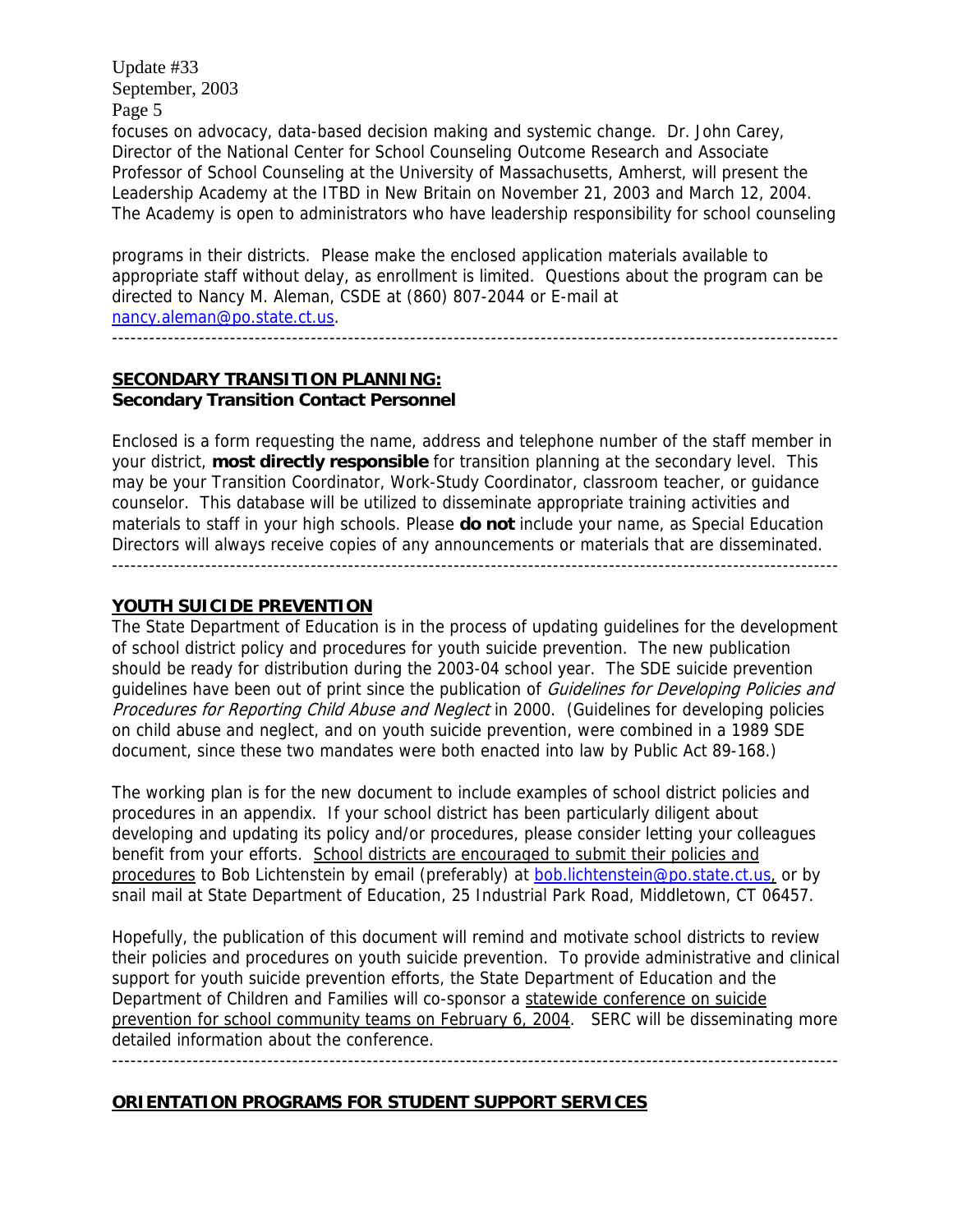focuses on advocacy, data-based decision making and systemic change. Dr. John Carey, Director of the National Center for School Counseling Outcome Research and Associate Professor of School Counseling at the University of Massachusetts, Amherst, will present the Leadership Academy at the ITBD in New Britain on November 21, 2003 and March 12, 2004. The Academy is open to administrators who have leadership responsibility for school counseling

programs in their districts. Please make the enclosed application materials available to appropriate staff without delay, as enrollment is limited. Questions about the program can be directed to Nancy M. Aleman, CSDE at (860) 807-2044 or E-mail at [nancy.aleman@po.state.ct.us](mailto:nancy.aleman@po.state.ct.us).

---

## SECONDARY TRANSITION PLANNING:

**Secondary Transition Contact Personnel**

Enclosed is a form requesting the name, address and telephone number of the staff member in your district, **most directly responsible** for transition planning at the secondary level. This may be your Transition Coordinator, Work-Study Coordinator, classroom teacher, or guidance counselor. This database will be utilized to disseminate appropriate training activities and materials to staff in your high schools. Please **do not** include your name, as Special Education Directors will always receive copies of any announcements or materials that are disseminated.

---

## YOUTH SUICIDE PREVENTION

The State Department of Education is in the process of updating guidelines for the development of school district policy and procedures for youth suicide prevention. The new publication should be ready for distribution during the 2003-04 school year. The SDE suicide prevention guidelines have been out of print since the publication of *Guidelines for Developing Policies and Procedures for Reporting Child Abuse and Neglect* in 2000. (Guidelines for developing policies on child abuse and neglect, and on youth suicide prevention, were combined in a 1989 SDE document, since these two mandates were both enacted into law by Public Act 89-168.)

The working plan is for the new document to include examples of school district policies and procedures in an appendix. If your school district has been particularly diligent about developing and updating its policy and/or procedures, please consider letting your colleagues benefit from your efforts. School districts are encouraged to submit their policies and procedures to Bob Lichtenstein by email (preferably) at [bob.lichtenstein@po.state.ct.us](mailto:bob.lichtenstein@po.state.ct.us), or by snail mail at State Department of Education, 25 Industrial Park Road, Middletown, CT 06457.

Hopefully, the publication of this document will remind and motivate school districts to review their policies and procedures on youth suicide prevention. To provide administrative and clinical support for youth suicide prevention efforts, the State Department of Education and the Department of Children and Families will co-sponsor a statewide conference on suicide prevention for school community teams on February 6, 2004. SERC will be disseminating more detailed information about the conference.

---

## ORIENTATION PROGRAMS FOR STUDENT SUPPORT SERVICES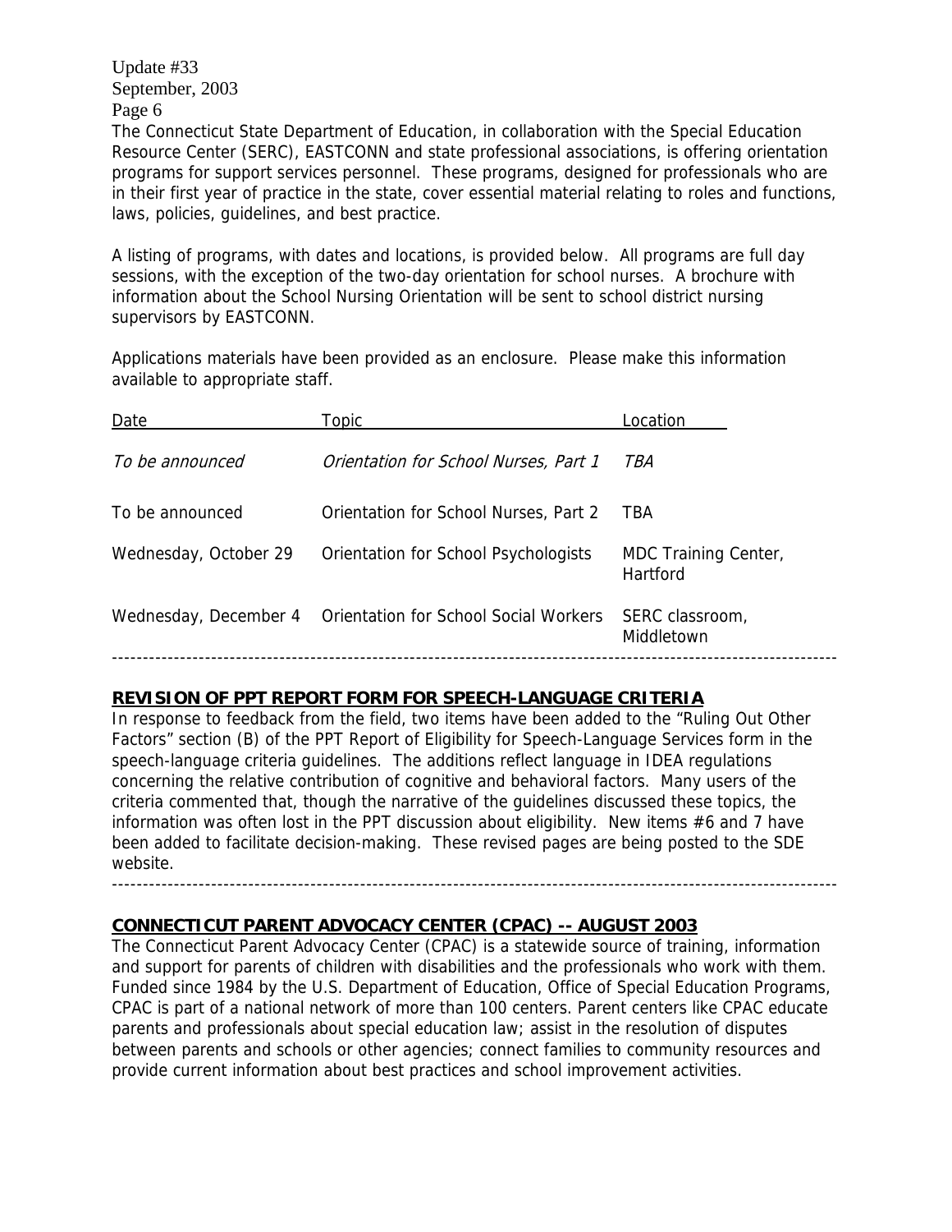The Connecticut State Department of Education, in collaboration with the Special Education Resource Center (SERC), EASTCONN and state professional associations, is offering orientation programs for support services personnel. These programs, designed for professionals who are in their first year of practice in the state, cover essential material relating to roles and functions, laws, policies, guidelines, and best practice.

A listing of programs, with dates and locations, is provided below. All programs are full day sessions, with the exception of the two-day orientation for school nurses. A brochure with information about the School Nursing Orientation will be sent to school district nursing supervisors by EASTCONN.

Applications materials have been provided as an enclosure. Please make this information available to appropriate staff.

| Date | Topic | Location |
|---|---|---|
| *To be announced* | *Orientation for School Nurses, Part 1* | *TBA* |
| To be announced | Orientation for School Nurses, Part 2 | TBA |
| Wednesday, October 29 | Orientation for School Psychologists | MDC Training Center, Hartford |
| Wednesday, December 4 | Orientation for School Social Workers | SERC classroom, Middletown |

---

## REVISION OF PPT REPORT FORM FOR SPEECH-LANGUAGE CRITERIA

In response to feedback from the field, two items have been added to the "Ruling Out Other Factors" section (B) of the PPT Report of Eligibility for Speech-Language Services form in the speech-language criteria guidelines. The additions reflect language in IDEA regulations concerning the relative contribution of cognitive and behavioral factors. Many users of the criteria commented that, though the narrative of the guidelines discussed these topics, the information was often lost in the PPT discussion about eligibility. New items #6 and 7 have been added to facilitate decision-making. These revised pages are being posted to the SDE website.

---

## CONNECTICUT PARENT ADVOCACY CENTER (CPAC) -- AUGUST 2003

The Connecticut Parent Advocacy Center (CPAC) is a statewide source of training, information and support for parents of children with disabilities and the professionals who work with them. Funded since 1984 by the U.S. Department of Education, Office of Special Education Programs, CPAC is part of a national network of more than 100 centers. Parent centers like CPAC educate parents and professionals about special education law; assist in the resolution of disputes between parents and schools or other agencies; connect families to community resources and provide current information about best practices and school improvement activities.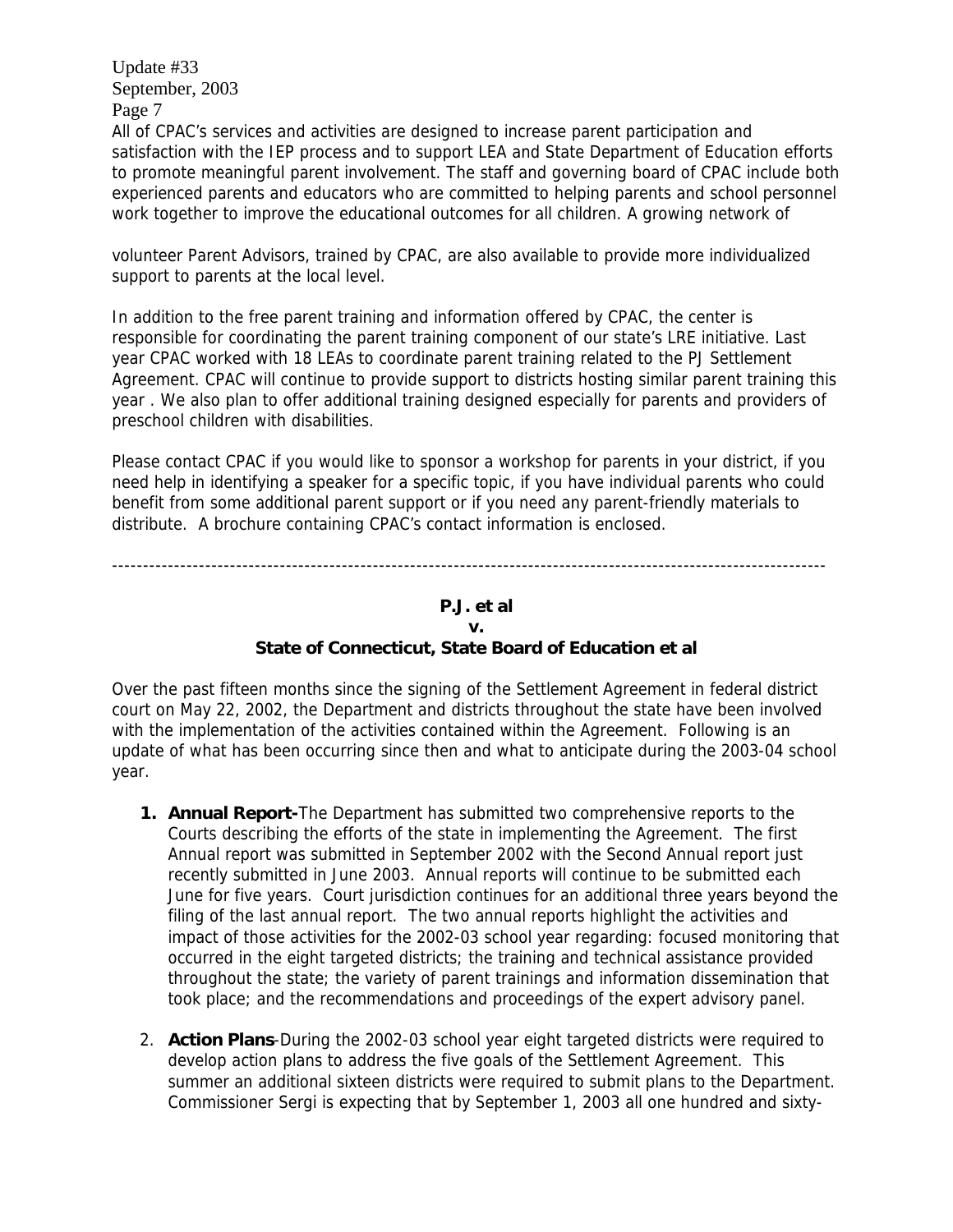All of CPAC's services and activities are designed to increase parent participation and satisfaction with the IEP process and to support LEA and State Department of Education efforts to promote meaningful parent involvement. The staff and governing board of CPAC include both experienced parents and educators who are committed to helping parents and school personnel work together to improve the educational outcomes for all children. A growing network of

volunteer Parent Advisors, trained by CPAC, are also available to provide more individualized support to parents at the local level.

In addition to the free parent training and information offered by CPAC, the center is responsible for coordinating the parent training component of our state's LRE initiative. Last year CPAC worked with 18 LEAs to coordinate parent training related to the PJ Settlement Agreement. CPAC will continue to provide support to districts hosting similar parent training this year . We also plan to offer additional training designed especially for parents and providers of preschool children with disabilities.

Please contact CPAC if you would like to sponsor a workshop for parents in your district, if you need help in identifying a speaker for a specific topic, if you have individual parents who could benefit from some additional parent support or if you need any parent-friendly materials to distribute. A brochure containing CPAC's contact information is enclosed.

---

**P.J. et al**
**v.**
**State of Connecticut, State Board of Education et al**

Over the past fifteen months since the signing of the Settlement Agreement in federal district court on May 22, 2002, the Department and districts throughout the state have been involved with the implementation of the activities contained within the Agreement. Following is an update of what has been occurring since then and what to anticipate during the 2003-04 school year.

1. **Annual Report-**The Department has submitted two comprehensive reports to the Courts describing the efforts of the state in implementing the Agreement. The first Annual report was submitted in September 2002 with the Second Annual report just recently submitted in June 2003. Annual reports will continue to be submitted each June for five years. Court jurisdiction continues for an additional three years beyond the filing of the last annual report. The two annual reports highlight the activities and impact of those activities for the 2002-03 school year regarding: focused monitoring that occurred in the eight targeted districts; the training and technical assistance provided throughout the state; the variety of parent trainings and information dissemination that took place; and the recommendations and proceedings of the expert advisory panel.

2. **Action Plans**-During the 2002-03 school year eight targeted districts were required to develop action plans to address the five goals of the Settlement Agreement. This summer an additional sixteen districts were required to submit plans to the Department. Commissioner Sergi is expecting that by September 1, 2003 all one hundred and sixty-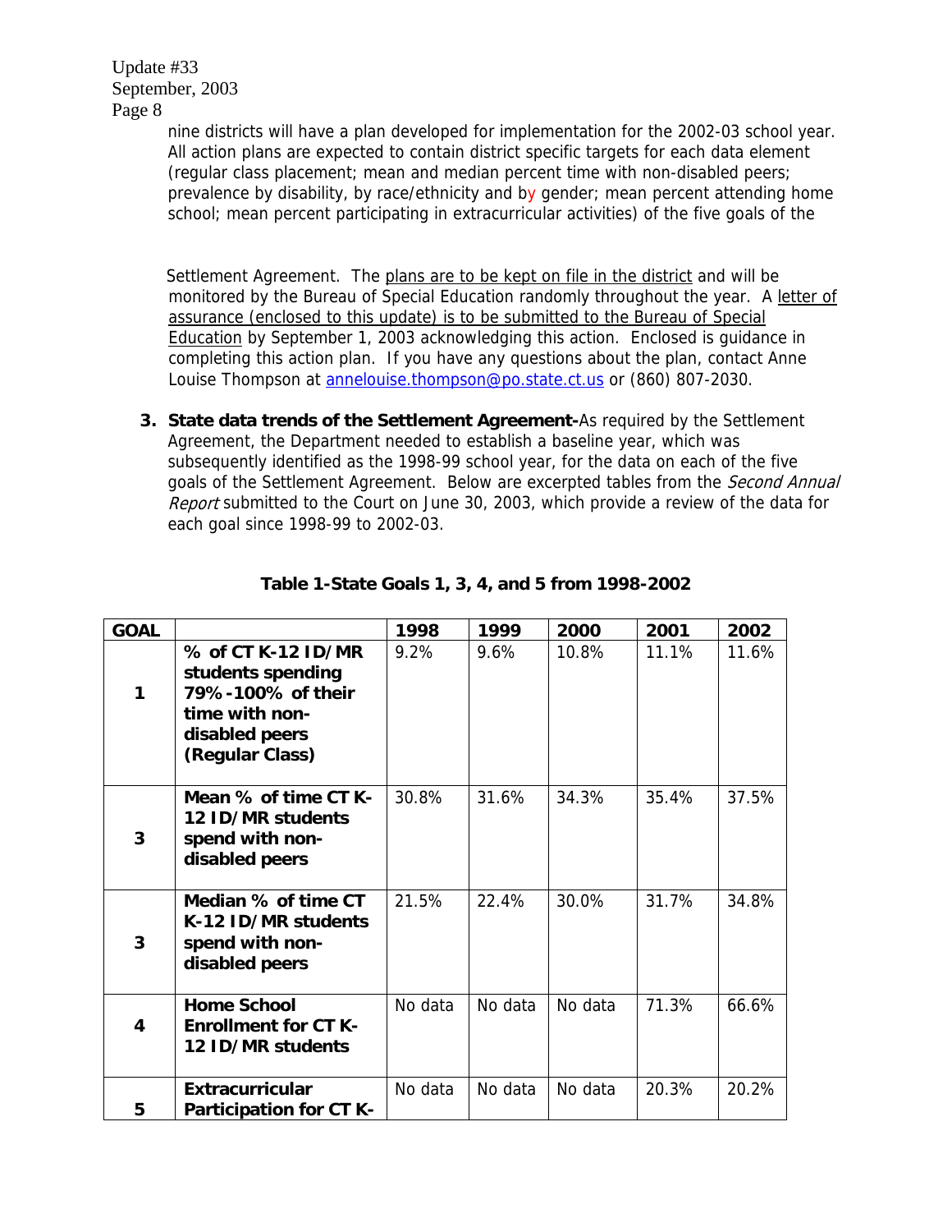nine districts will have a plan developed for implementation for the 2002-03 school year. All action plans are expected to contain district specific targets for each data element (regular class placement; mean and median percent time with non-disabled peers; prevalence by disability, by race/ethnicity and by gender; mean percent attending home school; mean percent participating in extracurricular activities) of the five goals of the

Settlement Agreement. The plans are to be kept on file in the district and will be monitored by the Bureau of Special Education randomly throughout the year. A letter of assurance (enclosed to this update) is to be submitted to the Bureau of Special Education by September 1, 2003 acknowledging this action. Enclosed is guidance in completing this action plan. If you have any questions about the plan, contact Anne Louise Thompson at annelouise.thompson@po.state.ct.us or (860) 807-2030.

3. **State data trends of the Settlement Agreement-**As required by the Settlement Agreement, the Department needed to establish a baseline year, which was subsequently identified as the 1998-99 school year, for the data on each of the five goals of the Settlement Agreement. Below are excerpted tables from the *Second Annual Report* submitted to the Court on June 30, 2003, which provide a review of the data for each goal since 1998-99 to 2002-03.

**Table 1-State Goals 1, 3, 4, and 5 from 1998-2002**

| GOAL | | 1998 | 1999 | 2000 | 2001 | 2002 |
|---|---|---|---|---|---|---|
| 1 | **% of CT K-12 ID/MR students spending 79%-100% of their time with non-disabled peers (Regular Class)** | 9.2% | 9.6% | 10.8% | 11.1% | 11.6% |
| 3 | **Mean % of time CT K-12 ID/MR students spend with non-disabled peers** | 30.8% | 31.6% | 34.3% | 35.4% | 37.5% |
| 3 | **Median % of time CT K-12 ID/MR students spend with non-disabled peers** | 21.5% | 22.4% | 30.0% | 31.7% | 34.8% |
| 4 | **Home School Enrollment for CT K-12 ID/MR students** | No data | No data | No data | 71.3% | 66.6% |
| 5 | **Extracurricular Participation for CT K-** | No data | No data | No data | 20.3% | 20.2% |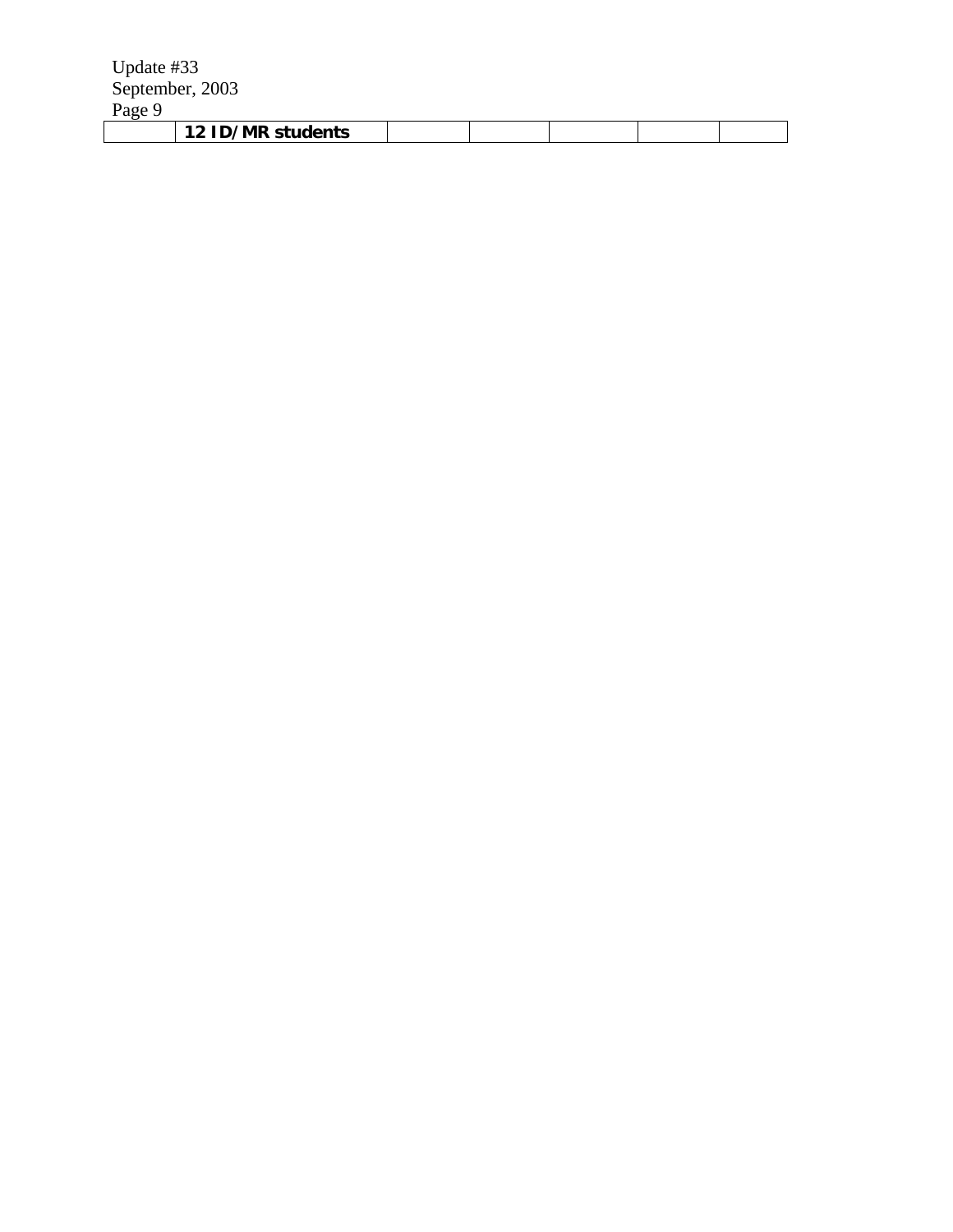|  | **12 ID/MR students** |  |  |  |  |  |
|---|---|---|---|---|---|---|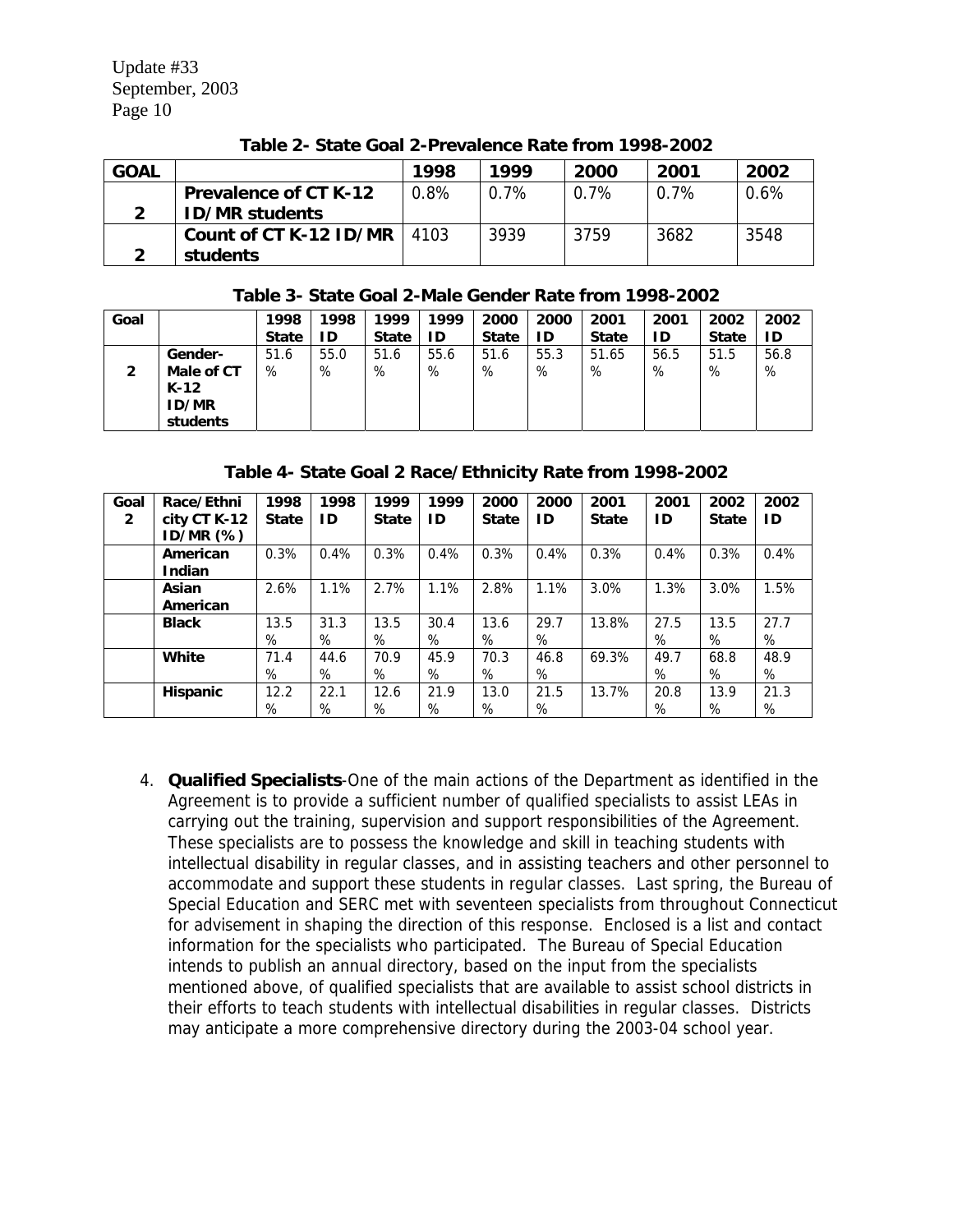Update #33
September, 2003

**Table 2- State Goal 2-Prevalence Rate from 1998-2002**

| GOAL | | 1998 | 1999 | 2000 | 2001 | 2002 |
|---|---|---|---|---|---|---|
| 2 | **Prevalence of CT K-12 ID/MR students** | 0.8% | 0.7% | 0.7% | 0.7% | 0.6% |
| 2 | **Count of CT K-12 ID/MR students** | 4103 | 3939 | 3759 | 3682 | 3548 |

**Table 3- State Goal 2-Male Gender Rate from 1998-2002**

| Goal | | 1998 State | 1998 ID | 1999 State | 1999 ID | 2000 State | 2000 ID | 2001 State | 2001 ID | 2002 State | 2002 ID |
|---|---|---|---|---|---|---|---|---|---|---|---|
| 2 | **Gender-Male of CT K-12 ID/MR students** | 51.6 % | 55.0 % | 51.6 % | 55.6 % | 51.6 % | 55.3 % | 51.65 % | 56.5 % | 51.5 % | 56.8 % |

**Table 4- State Goal 2 Race/Ethnicity Rate from 1998-2002**

| Goal 2 | Race/Ethnicity CT K-12 ID/MR (%) | 1998 State | 1998 ID | 1999 State | 1999 ID | 2000 State | 2000 ID | 2001 State | 2001 ID | 2002 State | 2002 ID |
|---|---|---|---|---|---|---|---|---|---|---|---|
| | **American Indian** | 0.3% | 0.4% | 0.3% | 0.4% | 0.3% | 0.4% | 0.3% | 0.4% | 0.3% | 0.4% |
| | **Asian American** | 2.6% | 1.1% | 2.7% | 1.1% | 2.8% | 1.1% | 3.0% | 1.3% | 3.0% | 1.5% |
| | **Black** | 13.5 % | 31.3 % | 13.5 % | 30.4 % | 13.6 % | 29.7 % | 13.8% | 27.5 % | 13.5 % | 27.7 % |
| | **White** | 71.4 % | 44.6 % | 70.9 % | 45.9 % | 70.3 % | 46.8 % | 69.3% | 49.7 % | 68.8 % | 48.9 % |
| | **Hispanic** | 12.2 % | 22.1 % | 12.6 % | 21.9 % | 13.0 % | 21.5 % | 13.7% | 20.8 % | 13.9 % | 21.3 % |

4. **Qualified Specialists**-One of the main actions of the Department as identified in the Agreement is to provide a sufficient number of qualified specialists to assist LEAs in carrying out the training, supervision and support responsibilities of the Agreement. These specialists are to possess the knowledge and skill in teaching students with intellectual disability in regular classes, and in assisting teachers and other personnel to accommodate and support these students in regular classes. Last spring, the Bureau of Special Education and SERC met with seventeen specialists from throughout Connecticut for advisement in shaping the direction of this response. Enclosed is a list and contact information for the specialists who participated. The Bureau of Special Education intends to publish an annual directory, based on the input from the specialists mentioned above, of qualified specialists that are available to assist school districts in their efforts to teach students with intellectual disabilities in regular classes. Districts may anticipate a more comprehensive directory during the 2003-04 school year.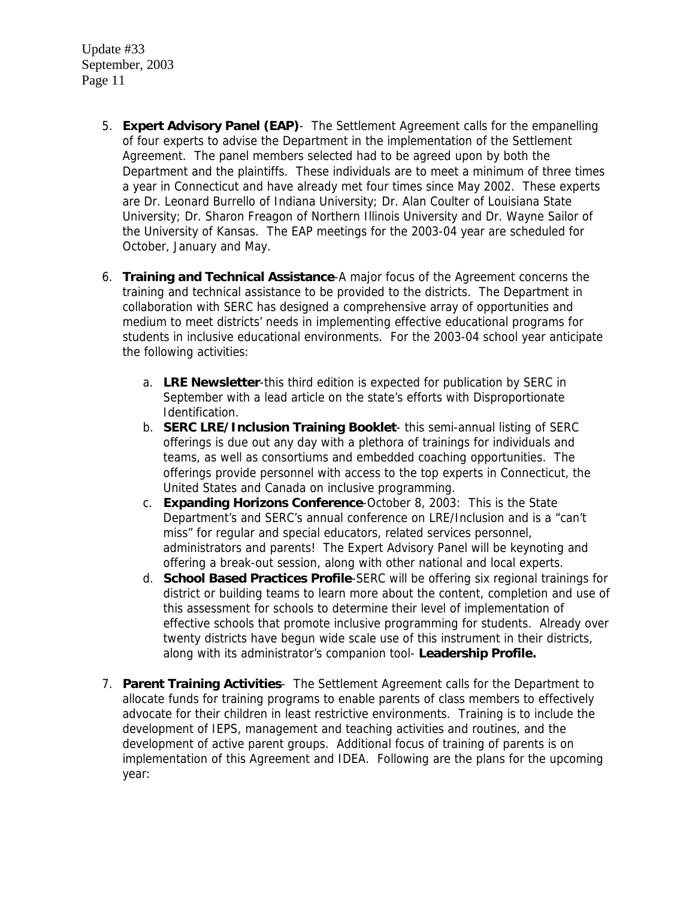5. **Expert Advisory Panel (EAP)**- The Settlement Agreement calls for the empanelling of four experts to advise the Department in the implementation of the Settlement Agreement. The panel members selected had to be agreed upon by both the Department and the plaintiffs. These individuals are to meet a minimum of three times a year in Connecticut and have already met four times since May 2002. These experts are Dr. Leonard Burrello of Indiana University; Dr. Alan Coulter of Louisiana State University; Dr. Sharon Freagon of Northern Illinois University and Dr. Wayne Sailor of the University of Kansas. The EAP meetings for the 2003-04 year are scheduled for October, January and May.

6. **Training and Technical Assistance**-A major focus of the Agreement concerns the training and technical assistance to be provided to the districts. The Department in collaboration with SERC has designed a comprehensive array of opportunities and medium to meet districts' needs in implementing effective educational programs for students in inclusive educational environments. For the 2003-04 school year anticipate the following activities:

   a. **LRE Newsletter**-this third edition is expected for publication by SERC in September with a lead article on the state's efforts with Disproportionate Identification.
   b. **SERC LRE/Inclusion Training Booklet**- this semi-annual listing of SERC offerings is due out any day with a plethora of trainings for individuals and teams, as well as consortiums and embedded coaching opportunities. The offerings provide personnel with access to the top experts in Connecticut, the United States and Canada on inclusive programming.
   c. **Expanding Horizons Conference**-October 8, 2003: This is the State Department's and SERC's annual conference on LRE/Inclusion and is a "can't miss" for regular and special educators, related services personnel, administrators and parents! The Expert Advisory Panel will be keynoting and offering a break-out session, along with other national and local experts.
   d. **School Based Practices Profile**-SERC will be offering six regional trainings for district or building teams to learn more about the content, completion and use of this assessment for schools to determine their level of implementation of effective schools that promote inclusive programming for students. Already over twenty districts have begun wide scale use of this instrument in their districts, along with its administrator's companion tool- **Leadership Profile.**

7. **Parent Training Activities**- The Settlement Agreement calls for the Department to allocate funds for training programs to enable parents of class members to effectively advocate for their children in least restrictive environments. Training is to include the development of IEPS, management and teaching activities and routines, and the development of active parent groups. Additional focus of training of parents is on implementation of this Agreement and IDEA. Following are the plans for the upcoming year: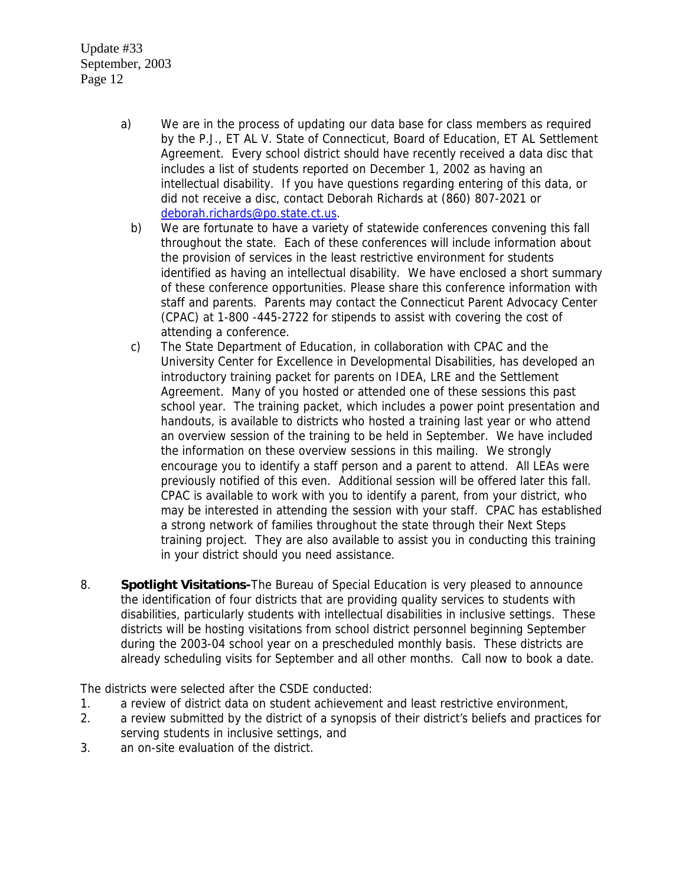a) We are in the process of updating our data base for class members as required by the P.J., ET AL V. State of Connecticut, Board of Education, ET AL Settlement Agreement. Every school district should have recently received a data disc that includes a list of students reported on December 1, 2002 as having an intellectual disability. If you have questions regarding entering of this data, or did not receive a disc, contact Deborah Richards at (860) 807-2021 or deborah.richards@po.state.ct.us.

b) We are fortunate to have a variety of statewide conferences convening this fall throughout the state. Each of these conferences will include information about the provision of services in the least restrictive environment for students identified as having an intellectual disability. We have enclosed a short summary of these conference opportunities. Please share this conference information with staff and parents. Parents may contact the Connecticut Parent Advocacy Center (CPAC) at 1-800 -445-2722 for stipends to assist with covering the cost of attending a conference.

c) The State Department of Education, in collaboration with CPAC and the University Center for Excellence in Developmental Disabilities, has developed an introductory training packet for parents on IDEA, LRE and the Settlement Agreement. Many of you hosted or attended one of these sessions this past school year. The training packet, which includes a power point presentation and handouts, is available to districts who hosted a training last year or who attend an overview session of the training to be held in September. We have included the information on these overview sessions in this mailing. We strongly encourage you to identify a staff person and a parent to attend. All LEAs were previously notified of this even. Additional session will be offered later this fall. CPAC is available to work with you to identify a parent, from your district, who may be interested in attending the session with your staff. CPAC has established a strong network of families throughout the state through their Next Steps training project. They are also available to assist you in conducting this training in your district should you need assistance.

8. **Spotlight Visitations-**The Bureau of Special Education is very pleased to announce the identification of four districts that are providing quality services to students with disabilities, particularly students with intellectual disabilities in inclusive settings. These districts will be hosting visitations from school district personnel beginning September during the 2003-04 school year on a prescheduled monthly basis. These districts are already scheduling visits for September and all other months. Call now to book a date.

The districts were selected after the CSDE conducted:

1. a review of district data on student achievement and least restrictive environment,
2. a review submitted by the district of a synopsis of their district's beliefs and practices for serving students in inclusive settings, and
3. an on-site evaluation of the district.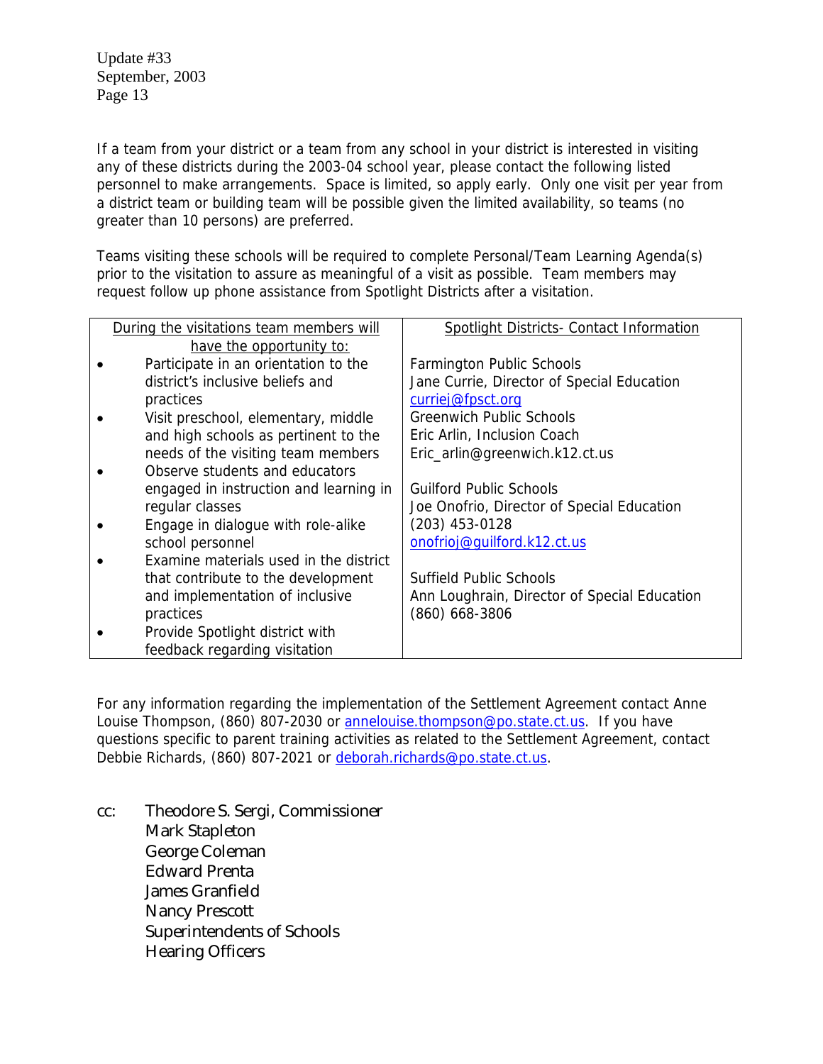If a team from your district or a team from any school in your district is interested in visiting any of these districts during the 2003-04 school year, please contact the following listed personnel to make arrangements. Space is limited, so apply early. Only one visit per year from a district team or building team will be possible given the limited availability, so teams (no greater than 10 persons) are preferred.

Teams visiting these schools will be required to complete Personal/Team Learning Agenda(s) prior to the visitation to assure as meaningful of a visit as possible. Team members may request follow up phone assistance from Spotlight Districts after a visitation.

| During the visitations team members will have the opportunity to: | Spotlight Districts- Contact Information |
|---|---|
| • Participate in an orientation to the district's inclusive beliefs and practices<br>• Visit preschool, elementary, middle and high schools as pertinent to the needs of the visiting team members<br>• Observe students and educators engaged in instruction and learning in regular classes<br>• Engage in dialogue with role-alike school personnel<br>• Examine materials used in the district that contribute to the development and implementation of inclusive practices<br>• Provide Spotlight district with feedback regarding visitation | Farmington Public Schools<br>Jane Currie, Director of Special Education<br>curriej@fpsct.org<br>Greenwich Public Schools<br>Eric Arlin, Inclusion Coach<br>Eric_arlin@greenwich.k12.ct.us<br><br>Guilford Public Schools<br>Joe Onofrio, Director of Special Education<br>(203) 453-0128<br>onofrioj@guilford.k12.ct.us<br><br>Suffield Public Schools<br>Ann Loughrain, Director of Special Education<br>(860) 668-3806 |

For any information regarding the implementation of the Settlement Agreement contact Anne Louise Thompson, (860) 807-2030 or annelouise.thompson@po.state.ct.us. If you have questions specific to parent training activities as related to the Settlement Agreement, contact Debbie Richards, (860) 807-2021 or deborah.richards@po.state.ct.us.

cc: Theodore S. Sergi, Commissioner
Mark Stapleton
George Coleman
Edward Prenta
James Granfield
Nancy Prescott
Superintendents of Schools
Hearing Officers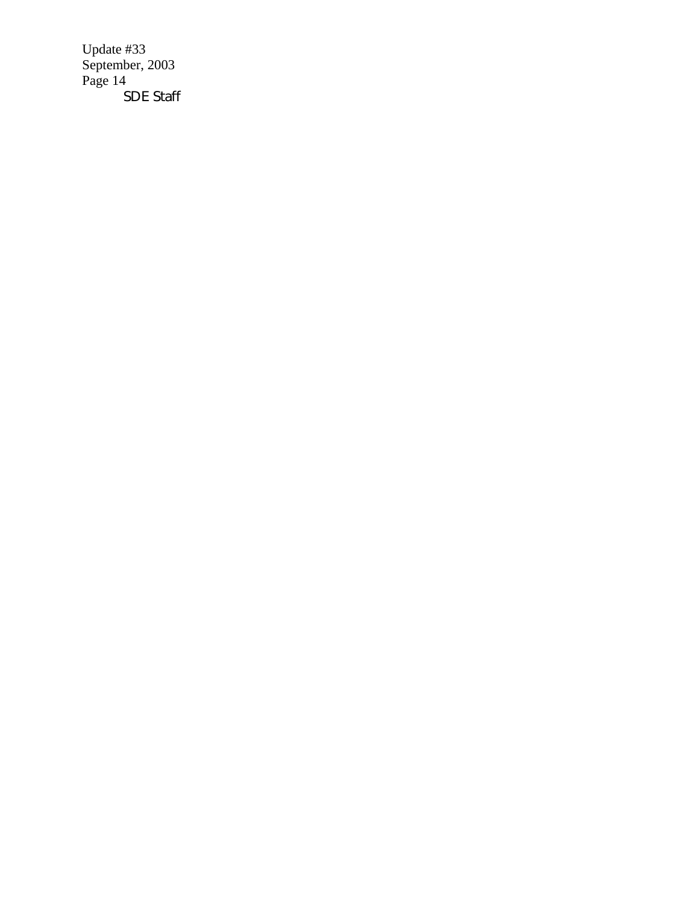SDE Staff